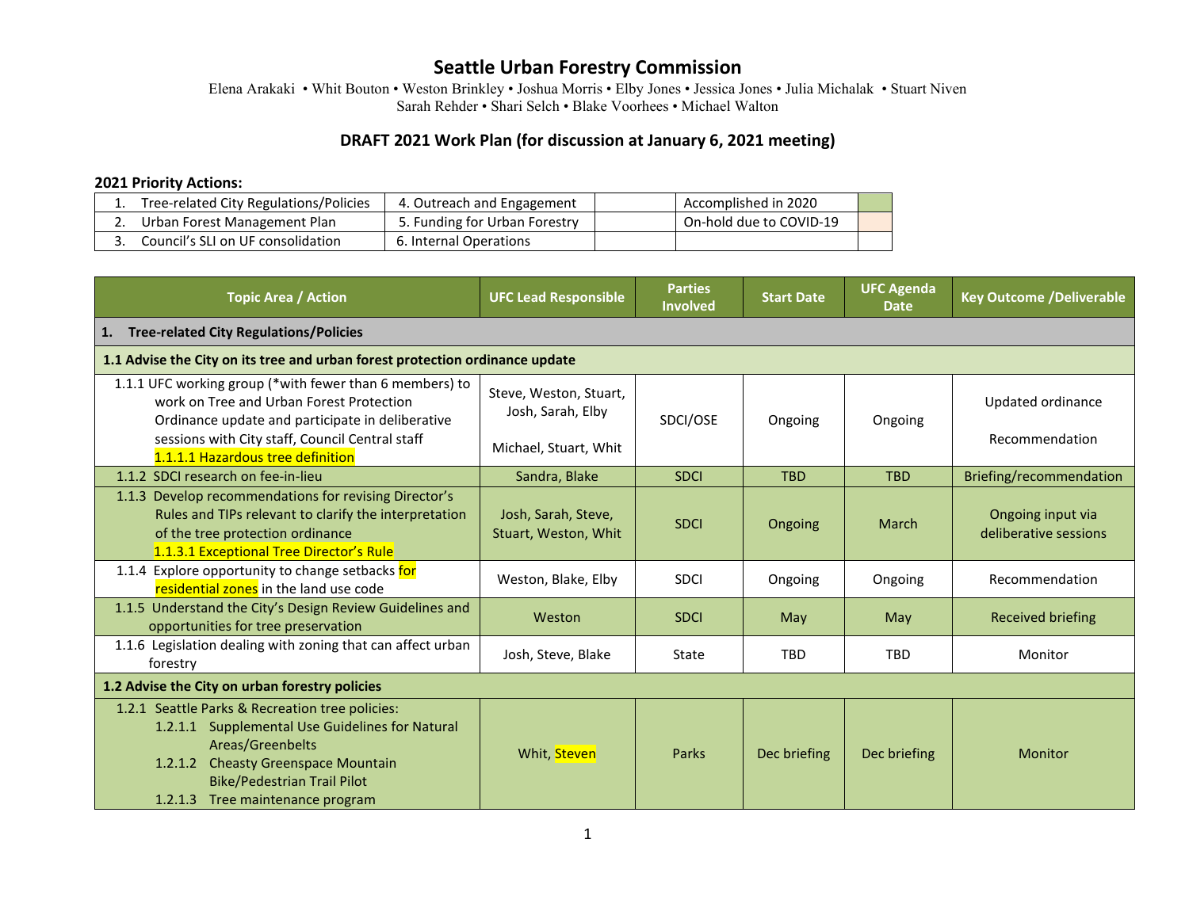# Seattle Urban Forestry Commission

Elena Arakaki • Whit Bouton • Weston Brinkley • Joshua Morris • Elby Jones • Jessica Jones • Julia Michalak • Stuart Niven
Sarah Rehder • Shari Selch • Blake Voorhees • Michael Walton

## DRAFT 2021 Work Plan (for discussion at January 6, 2021 meeting)

**2021 Priority Actions:**

| | | | | |
|---|---|---|---|---|
| 1. Tree-related City Regulations/Policies | 4. Outreach and Engagement | | Accomplished in 2020 | |
| 2. Urban Forest Management Plan | 5. Funding for Urban Forestry | | On-hold due to COVID-19 | |
| 3. Council's SLI on UF consolidation | 6. Internal Operations | | | |

| Topic Area / Action | UFC Lead Responsible | Parties Involved | Start Date | UFC Agenda Date | Key Outcome /Deliverable |
|---|---|---|---|---|---|
| **1. Tree-related City Regulations/Policies** | | | | | |
| **1.1 Advise the City on its tree and urban forest protection ordinance update** | | | | | |
| 1.1.1 UFC working group (*with fewer than 6 members) to work on Tree and Urban Forest Protection Ordinance update and participate in deliberative sessions with City staff, Council Central staff<br>1.1.1.1 Hazardous tree definition | Steve, Weston, Stuart, Josh, Sarah, Elby<br><br>Michael, Stuart, Whit | SDCI/OSE | Ongoing | Ongoing | Updated ordinance<br><br>Recommendation |
| 1.1.2 SDCI research on fee-in-lieu | Sandra, Blake | SDCI | TBD | TBD | Briefing/recommendation |
| 1.1.3 Develop recommendations for revising Director's Rules and TIPs relevant to clarify the interpretation of the tree protection ordinance<br>1.1.3.1 Exceptional Tree Director's Rule | Josh, Sarah, Steve, Stuart, Weston, Whit | SDCI | Ongoing | March | Ongoing input via deliberative sessions |
| 1.1.4 Explore opportunity to change setbacks for residential zones in the land use code | Weston, Blake, Elby | SDCI | Ongoing | Ongoing | Recommendation |
| 1.1.5 Understand the City's Design Review Guidelines and opportunities for tree preservation | Weston | SDCI | May | May | Received briefing |
| 1.1.6 Legislation dealing with zoning that can affect urban forestry | Josh, Steve, Blake | State | TBD | TBD | Monitor |
| **1.2 Advise the City on urban forestry policies** | | | | | |
| 1.2.1 Seattle Parks & Recreation tree policies:<br>1.2.1.1 Supplemental Use Guidelines for Natural Areas/Greenbelts<br>1.2.1.2 Cheasty Greenspace Mountain Bike/Pedestrian Trail Pilot<br>1.2.1.3 Tree maintenance program | Whit, Steven | Parks | Dec briefing | Dec briefing | Monitor |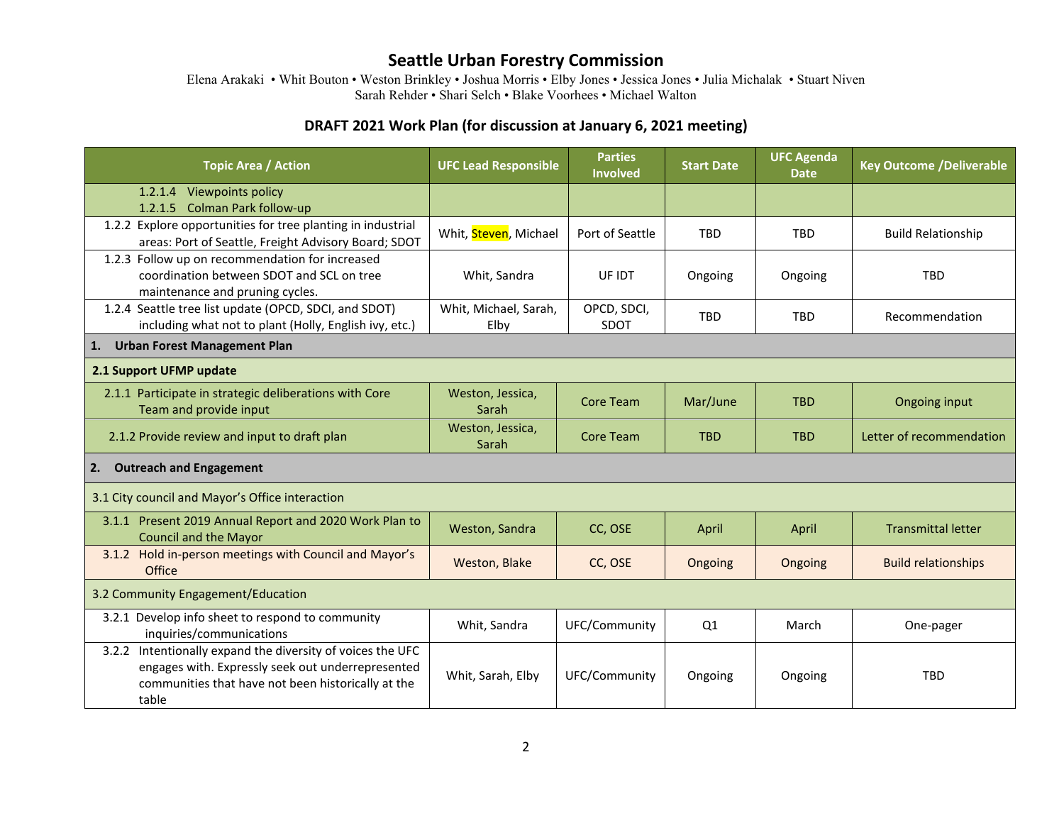# Seattle Urban Forestry Commission

Elena Arakaki • Whit Bouton • Weston Brinkley • Joshua Morris • Elby Jones • Jessica Jones • Julia Michalak • Stuart Niven
Sarah Rehder • Shari Selch • Blake Voorhees • Michael Walton

## DRAFT 2021 Work Plan (for discussion at January 6, 2021 meeting)

| Topic Area / Action | UFC Lead Responsible | Parties Involved | Start Date | UFC Agenda Date | Key Outcome /Deliverable |
|---|---|---|---|---|---|
| 1.2.1.4 Viewpoints policy<br>1.2.1.5 Colman Park follow-up | | | | | |
| 1.2.2 Explore opportunities for tree planting in industrial areas: Port of Seattle, Freight Advisory Board; SDOT | Whit, Steven, Michael | Port of Seattle | TBD | TBD | Build Relationship |
| 1.2.3 Follow up on recommendation for increased coordination between SDOT and SCL on tree maintenance and pruning cycles. | Whit, Sandra | UF IDT | Ongoing | Ongoing | TBD |
| 1.2.4 Seattle tree list update (OPCD, SDCI, and SDOT) including what not to plant (Holly, English ivy, etc.) | Whit, Michael, Sarah, Elby | OPCD, SDCI, SDOT | TBD | TBD | Recommendation |
| **1. Urban Forest Management Plan** | | | | | |
| **2.1 Support UFMP update** | | | | | |
| 2.1.1 Participate in strategic deliberations with Core Team and provide input | Weston, Jessica, Sarah | Core Team | Mar/June | TBD | Ongoing input |
| 2.1.2 Provide review and input to draft plan | Weston, Jessica, Sarah | Core Team | TBD | TBD | Letter of recommendation |
| **2. Outreach and Engagement** | | | | | |
| 3.1 City council and Mayor's Office interaction | | | | | |
| 3.1.1 Present 2019 Annual Report and 2020 Work Plan to Council and the Mayor | Weston, Sandra | CC, OSE | April | April | Transmittal letter |
| 3.1.2 Hold in-person meetings with Council and Mayor's Office | Weston, Blake | CC, OSE | Ongoing | Ongoing | Build relationships |
| 3.2 Community Engagement/Education | | | | | |
| 3.2.1 Develop info sheet to respond to community inquiries/communications | Whit, Sandra | UFC/Community | Q1 | March | One-pager |
| 3.2.2 Intentionally expand the diversity of voices the UFC engages with. Expressly seek out underrepresented communities that have not been historically at the table | Whit, Sarah, Elby | UFC/Community | Ongoing | Ongoing | TBD |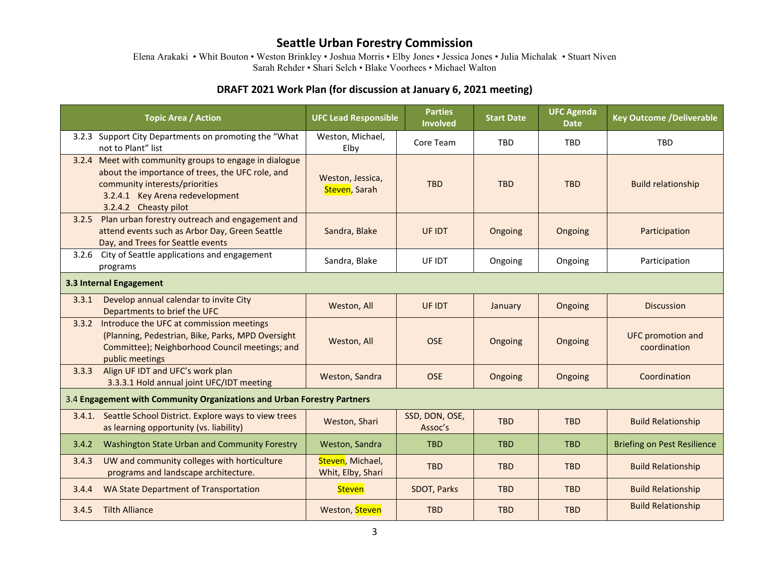# Seattle Urban Forestry Commission

Elena Arakaki • Whit Bouton • Weston Brinkley • Joshua Morris • Elby Jones • Jessica Jones • Julia Michalak • Stuart Niven
Sarah Rehder • Shari Selch • Blake Voorhees • Michael Walton

## DRAFT 2021 Work Plan (for discussion at January 6, 2021 meeting)

| Topic Area / Action | UFC Lead Responsible | Parties Involved | Start Date | UFC Agenda Date | Key Outcome /Deliverable |
|---|---|---|---|---|---|
| 3.2.3 Support City Departments on promoting the "What not to Plant" list | Weston, Michael, Elby | Core Team | TBD | TBD | TBD |
| 3.2.4 Meet with community groups to engage in dialogue about the importance of trees, the UFC role, and community interests/priorities<br>3.2.4.1 Key Arena redevelopment<br>3.2.4.2 Cheasty pilot | Weston, Jessica, Steven, Sarah | TBD | TBD | TBD | Build relationship |
| 3.2.5 Plan urban forestry outreach and engagement and attend events such as Arbor Day, Green Seattle Day, and Trees for Seattle events | Sandra, Blake | UF IDT | Ongoing | Ongoing | Participation |
| 3.2.6 City of Seattle applications and engagement programs | Sandra, Blake | UF IDT | Ongoing | Ongoing | Participation |
| **3.3 Internal Engagement** | | | | | |
| 3.3.1 Develop annual calendar to invite City Departments to brief the UFC | Weston, All | UF IDT | January | Ongoing | Discussion |
| 3.3.2 Introduce the UFC at commission meetings (Planning, Pedestrian, Bike, Parks, MPD Oversight Committee); Neighborhood Council meetings; and public meetings | Weston, All | OSE | Ongoing | Ongoing | UFC promotion and coordination |
| 3.3.3 Align UF IDT and UFC's work plan<br>3.3.3.1 Hold annual joint UFC/IDT meeting | Weston, Sandra | OSE | Ongoing | Ongoing | Coordination |
| 3.4 **Engagement with Community Organizations and Urban Forestry Partners** | | | | | |
| 3.4.1. Seattle School District. Explore ways to view trees as learning opportunity (vs. liability) | Weston, Shari | SSD, DON, OSE, Assoc's | TBD | TBD | Build Relationship |
| 3.4.2 Washington State Urban and Community Forestry | Weston, Sandra | TBD | TBD | TBD | Briefing on Pest Resilience |
| 3.4.3 UW and community colleges with horticulture programs and landscape architecture. | Steven, Michael, Whit, Elby, Shari | TBD | TBD | TBD | Build Relationship |
| 3.4.4 WA State Department of Transportation | Steven | SDOT, Parks | TBD | TBD | Build Relationship |
| 3.4.5 Tilth Alliance | Weston, Steven | TBD | TBD | TBD | Build Relationship |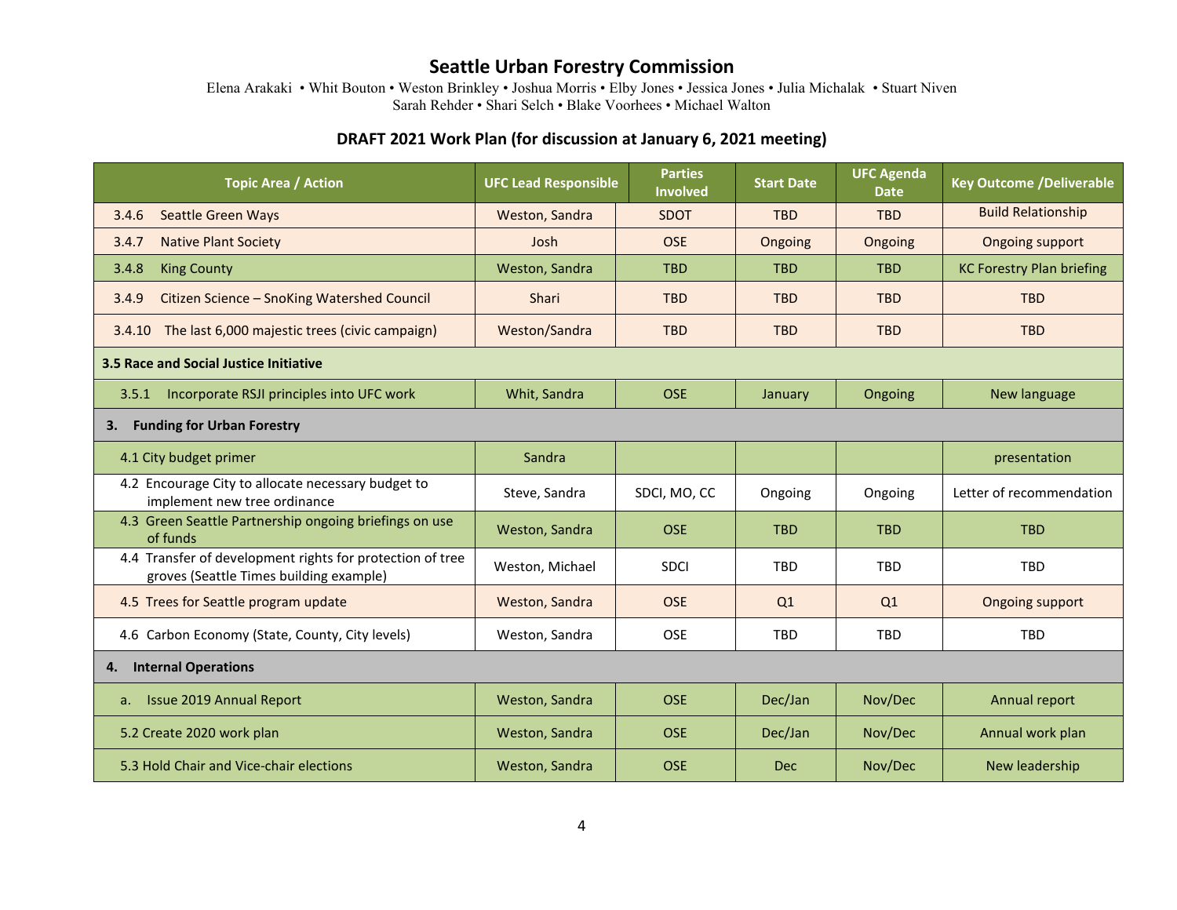# Seattle Urban Forestry Commission

Elena Arakaki • Whit Bouton • Weston Brinkley • Joshua Morris • Elby Jones • Jessica Jones • Julia Michalak • Stuart Niven
Sarah Rehder • Shari Selch • Blake Voorhees • Michael Walton

## DRAFT 2021 Work Plan (for discussion at January 6, 2021 meeting)

| Topic Area / Action | UFC Lead Responsible | Parties Involved | Start Date | UFC Agenda Date | Key Outcome /Deliverable |
|---|---|---|---|---|---|
| 3.4.6 Seattle Green Ways | Weston, Sandra | SDOT | TBD | TBD | Build Relationship |
| 3.4.7 Native Plant Society | Josh | OSE | Ongoing | Ongoing | Ongoing support |
| 3.4.8 King County | Weston, Sandra | TBD | TBD | TBD | KC Forestry Plan briefing |
| 3.4.9 Citizen Science – SnoKing Watershed Council | Shari | TBD | TBD | TBD | TBD |
| 3.4.10 The last 6,000 majestic trees (civic campaign) | Weston/Sandra | TBD | TBD | TBD | TBD |
| **3.5 Race and Social Justice Initiative** | | | | | |
| 3.5.1 Incorporate RSJI principles into UFC work | Whit, Sandra | OSE | January | Ongoing | New language |
| **3. Funding for Urban Forestry** | | | | | |
| 4.1 City budget primer | Sandra | | | | presentation |
| 4.2 Encourage City to allocate necessary budget to implement new tree ordinance | Steve, Sandra | SDCI, MO, CC | Ongoing | Ongoing | Letter of recommendation |
| 4.3 Green Seattle Partnership ongoing briefings on use of funds | Weston, Sandra | OSE | TBD | TBD | TBD |
| 4.4 Transfer of development rights for protection of tree groves (Seattle Times building example) | Weston, Michael | SDCI | TBD | TBD | TBD |
| 4.5 Trees for Seattle program update | Weston, Sandra | OSE | Q1 | Q1 | Ongoing support |
| 4.6 Carbon Economy (State, County, City levels) | Weston, Sandra | OSE | TBD | TBD | TBD |
| **4. Internal Operations** | | | | | |
| a. Issue 2019 Annual Report | Weston, Sandra | OSE | Dec/Jan | Nov/Dec | Annual report |
| 5.2 Create 2020 work plan | Weston, Sandra | OSE | Dec/Jan | Nov/Dec | Annual work plan |
| 5.3 Hold Chair and Vice-chair elections | Weston, Sandra | OSE | Dec | Nov/Dec | New leadership |